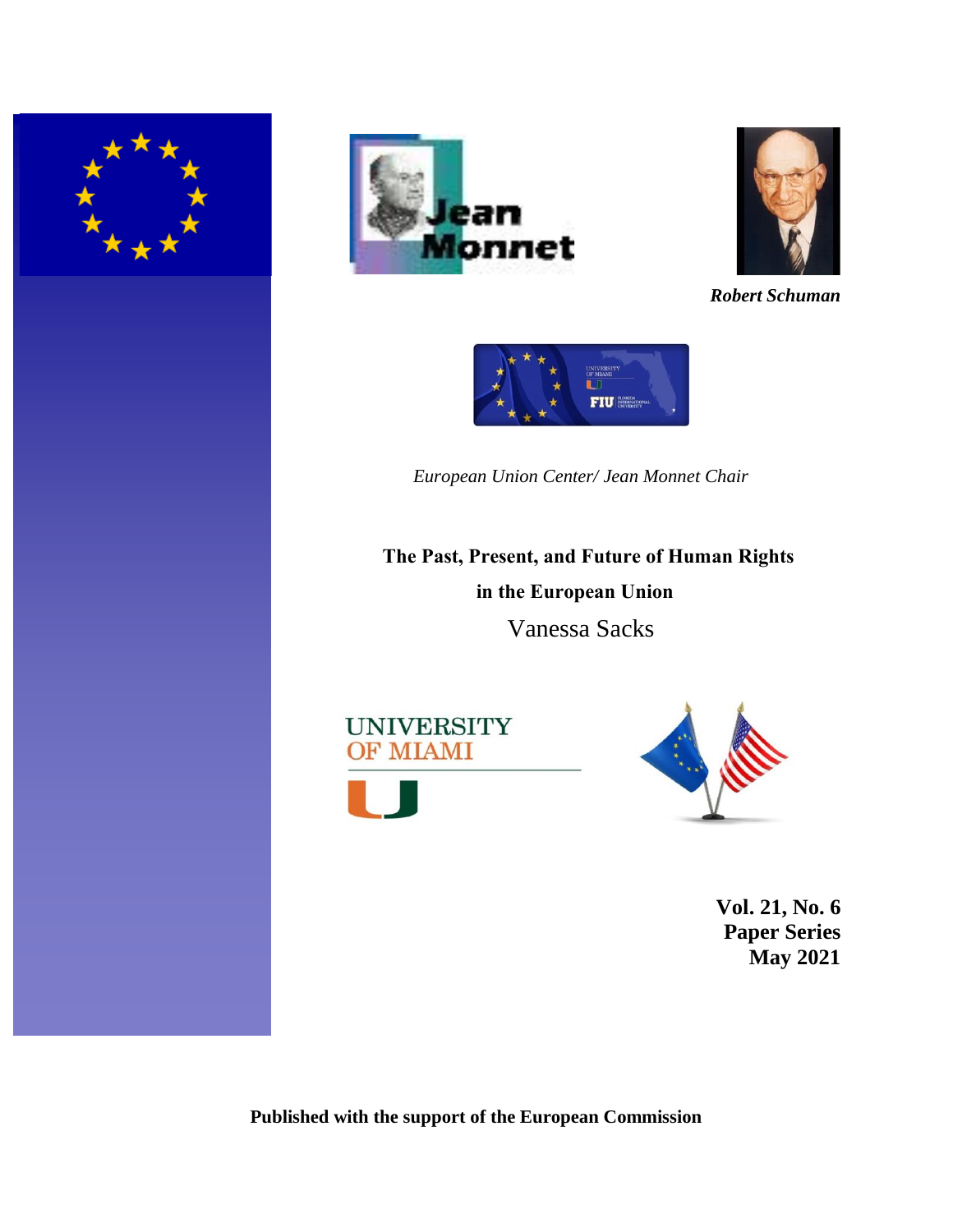*Robert Schuman*

*European Union Center/ Jean Monnet Chair*

**The Past, Present, and Future of Human Rights in the European Union**

Vanessa Sacks

**Vol. 21, No. 6**
**Paper Series**
**May 2021**

**Published with the support of the European Commission**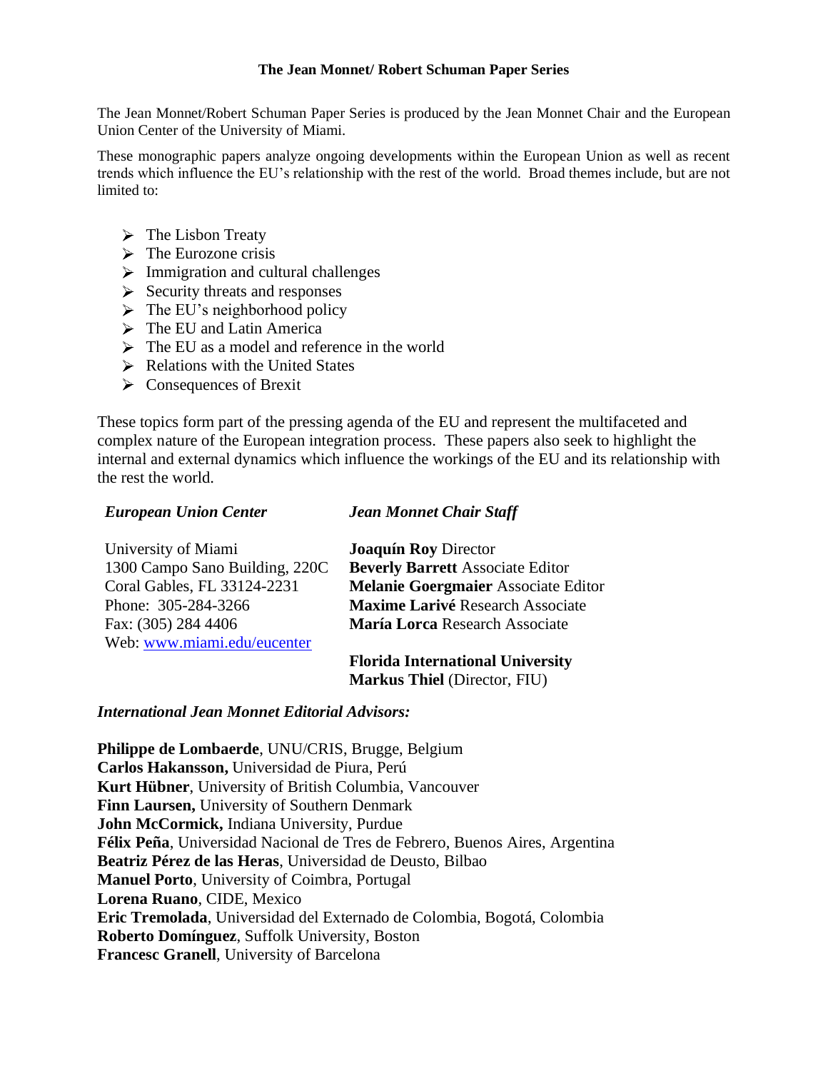## The Jean Monnet/ Robert Schuman Paper Series

The Jean Monnet/Robert Schuman Paper Series is produced by the Jean Monnet Chair and the European Union Center of the University of Miami.

These monographic papers analyze ongoing developments within the European Union as well as recent trends which influence the EU's relationship with the rest of the world. Broad themes include, but are not limited to:

- The Lisbon Treaty
- The Eurozone crisis
- Immigration and cultural challenges
- Security threats and responses
- The EU's neighborhood policy
- The EU and Latin America
- The EU as a model and reference in the world
- Relations with the United States
- Consequences of Brexit

These topics form part of the pressing agenda of the EU and represent the multifaceted and complex nature of the European integration process. These papers also seek to highlight the internal and external dynamics which influence the workings of the EU and its relationship with the rest the world.

***European Union Center***

University of Miami
1300 Campo Sano Building, 220C
Coral Gables, FL 33124-2231
Phone: 305-284-3266
Fax: (305) 284 4406
Web: www.miami.edu/eucenter

***Jean Monnet Chair Staff***

**Joaquín Roy** Director
**Beverly Barrett** Associate Editor
**Melanie Goergmaier** Associate Editor
**Maxime Larivé** Research Associate
**María Lorca** Research Associate

**Florida International University**
**Markus Thiel** (Director, FIU)

***International Jean Monnet Editorial Advisors:***

**Philippe de Lombaerde**, UNU/CRIS, Brugge, Belgium
**Carlos Hakansson,** Universidad de Piura, Perú
**Kurt Hübner**, University of British Columbia, Vancouver
**Finn Laursen,** University of Southern Denmark
**John McCormick,** Indiana University, Purdue
**Félix Peña**, Universidad Nacional de Tres de Febrero, Buenos Aires, Argentina
**Beatriz Pérez de las Heras**, Universidad de Deusto, Bilbao
**Manuel Porto**, University of Coimbra, Portugal
**Lorena Ruano**, CIDE, Mexico
**Eric Tremolada**, Universidad del Externado de Colombia, Bogotá, Colombia
**Roberto Domínguez**, Suffolk University, Boston
**Francesc Granell**, University of Barcelona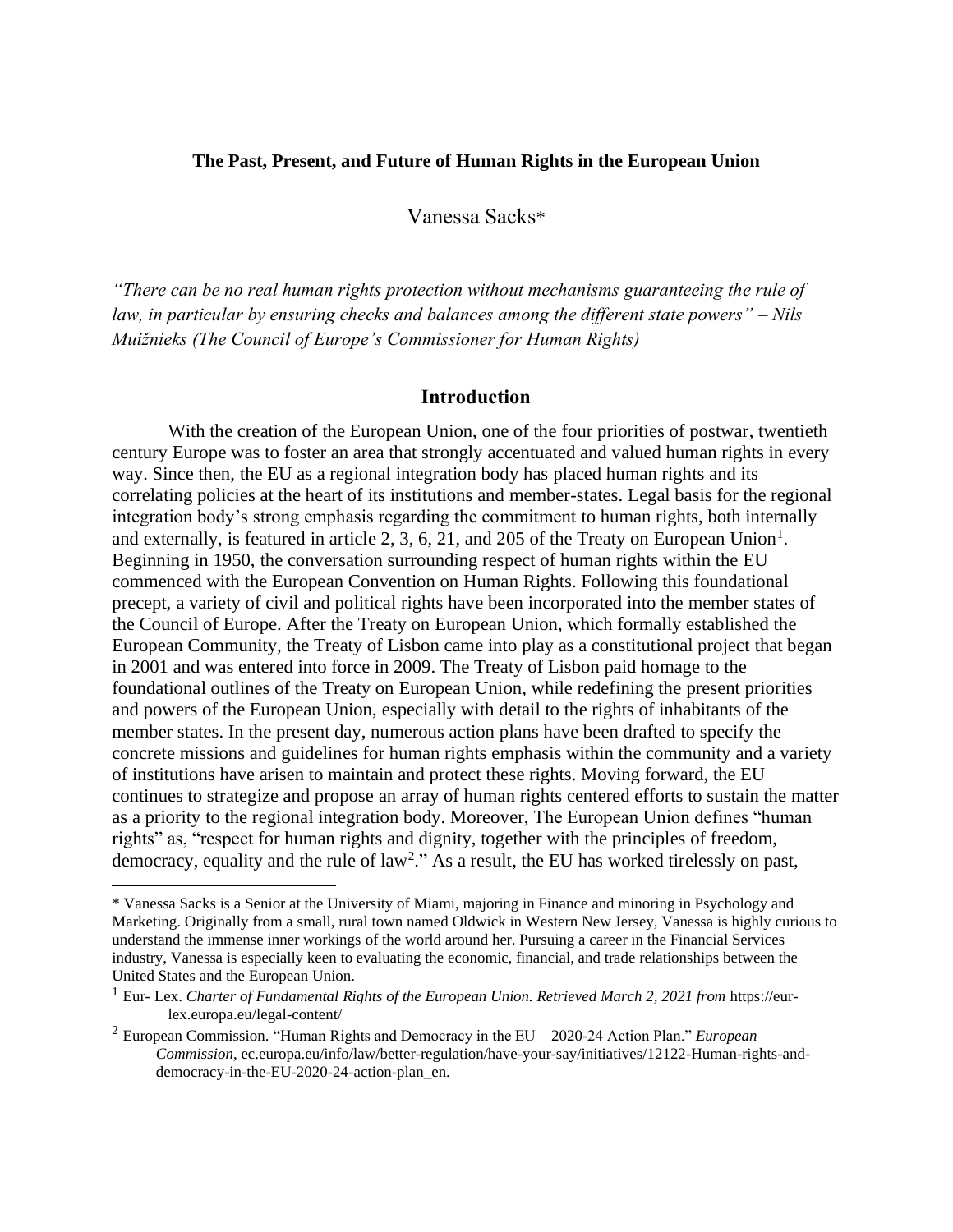**The Past, Present, and Future of Human Rights in the European Union**

Vanessa Sacks*

*"There can be no real human rights protection without mechanisms guaranteeing the rule of law, in particular by ensuring checks and balances among the different state powers" – Nils Muižnieks (The Council of Europe's Commissioner for Human Rights)*

## Introduction

With the creation of the European Union, one of the four priorities of postwar, twentieth century Europe was to foster an area that strongly accentuated and valued human rights in every way. Since then, the EU as a regional integration body has placed human rights and its correlating policies at the heart of its institutions and member-states. Legal basis for the regional integration body's strong emphasis regarding the commitment to human rights, both internally and externally, is featured in article 2, 3, 6, 21, and 205 of the Treaty on European Union[1]. Beginning in 1950, the conversation surrounding respect of human rights within the EU commenced with the European Convention on Human Rights. Following this foundational precept, a variety of civil and political rights have been incorporated into the member states of the Council of Europe. After the Treaty on European Union, which formally established the European Community, the Treaty of Lisbon came into play as a constitutional project that began in 2001 and was entered into force in 2009. The Treaty of Lisbon paid homage to the foundational outlines of the Treaty on European Union, while redefining the present priorities and powers of the European Union, especially with detail to the rights of inhabitants of the member states. In the present day, numerous action plans have been drafted to specify the concrete missions and guidelines for human rights emphasis within the community and a variety of institutions have arisen to maintain and protect these rights. Moving forward, the EU continues to strategize and propose an array of human rights centered efforts to sustain the matter as a priority to the regional integration body. Moreover, The European Union defines "human rights" as, "respect for human rights and dignity, together with the principles of freedom, democracy, equality and the rule of law[2]." As a result, the EU has worked tirelessly on past,

---

* Vanessa Sacks is a Senior at the University of Miami, majoring in Finance and minoring in Psychology and Marketing. Originally from a small, rural town named Oldwick in Western New Jersey, Vanessa is highly curious to understand the immense inner workings of the world around her. Pursuing a career in the Financial Services industry, Vanessa is especially keen to evaluating the economic, financial, and trade relationships between the United States and the European Union.

[1] Eur- Lex. *Charter of Fundamental Rights of the European Union. Retrieved March 2, 2021 from* https://eur-lex.europa.eu/legal-content/

[2] European Commission. "Human Rights and Democracy in the EU – 2020-24 Action Plan." *European Commission*, ec.europa.eu/info/law/better-regulation/have-your-say/initiatives/12122-Human-rights-and-democracy-in-the-EU-2020-24-action-plan_en.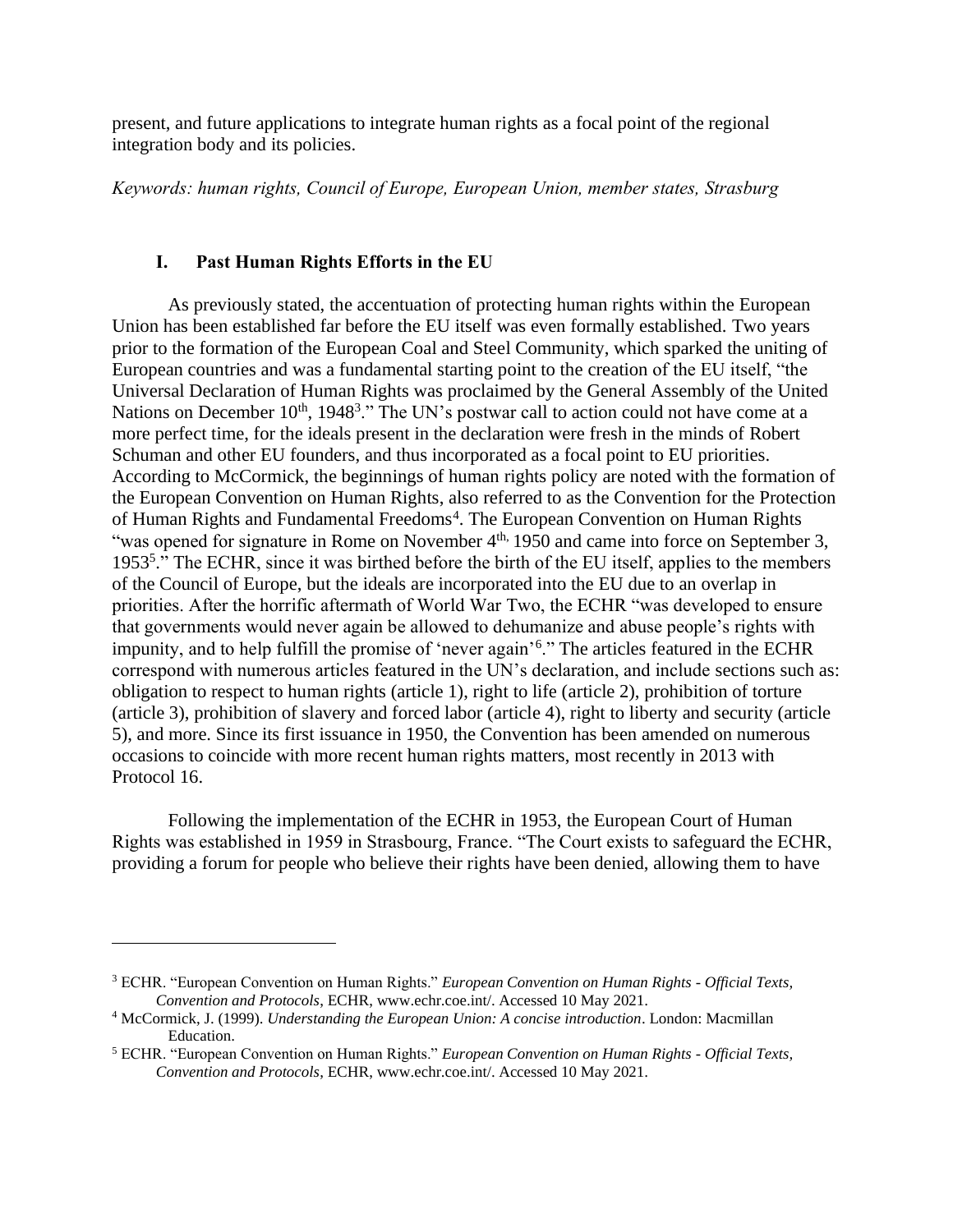present, and future applications to integrate human rights as a focal point of the regional integration body and its policies.

*Keywords: human rights, Council of Europe, European Union, member states, Strasburg*

## I. Past Human Rights Efforts in the EU

As previously stated, the accentuation of protecting human rights within the European Union has been established far before the EU itself was even formally established. Two years prior to the formation of the European Coal and Steel Community, which sparked the uniting of European countries and was a fundamental starting point to the creation of the EU itself, "the Universal Declaration of Human Rights was proclaimed by the General Assembly of the United Nations on December 10th, 1948[3]." The UN's postwar call to action could not have come at a more perfect time, for the ideals present in the declaration were fresh in the minds of Robert Schuman and other EU founders, and thus incorporated as a focal point to EU priorities. According to McCormick, the beginnings of human rights policy are noted with the formation of the European Convention on Human Rights, also referred to as the Convention for the Protection of Human Rights and Fundamental Freedoms[4]. The European Convention on Human Rights "was opened for signature in Rome on November 4th, 1950 and came into force on September 3, 1953[5]." The ECHR, since it was birthed before the birth of the EU itself, applies to the members of the Council of Europe, but the ideals are incorporated into the EU due to an overlap in priorities. After the horrific aftermath of World War Two, the ECHR "was developed to ensure that governments would never again be allowed to dehumanize and abuse people's rights with impunity, and to help fulfill the promise of 'never again'[6]." The articles featured in the ECHR correspond with numerous articles featured in the UN's declaration, and include sections such as: obligation to respect to human rights (article 1), right to life (article 2), prohibition of torture (article 3), prohibition of slavery and forced labor (article 4), right to liberty and security (article 5), and more. Since its first issuance in 1950, the Convention has been amended on numerous occasions to coincide with more recent human rights matters, most recently in 2013 with Protocol 16.

Following the implementation of the ECHR in 1953, the European Court of Human Rights was established in 1959 in Strasbourg, France. "The Court exists to safeguard the ECHR, providing a forum for people who believe their rights have been denied, allowing them to have

---

[3] ECHR. "European Convention on Human Rights." *European Convention on Human Rights - Official Texts, Convention and Protocols*, ECHR, www.echr.coe.int/. Accessed 10 May 2021.

[4] McCormick, J. (1999). *Understanding the European Union: A concise introduction*. London: Macmillan Education.

[5] ECHR. "European Convention on Human Rights." *European Convention on Human Rights - Official Texts, Convention and Protocols*, ECHR, www.echr.coe.int/. Accessed 10 May 2021.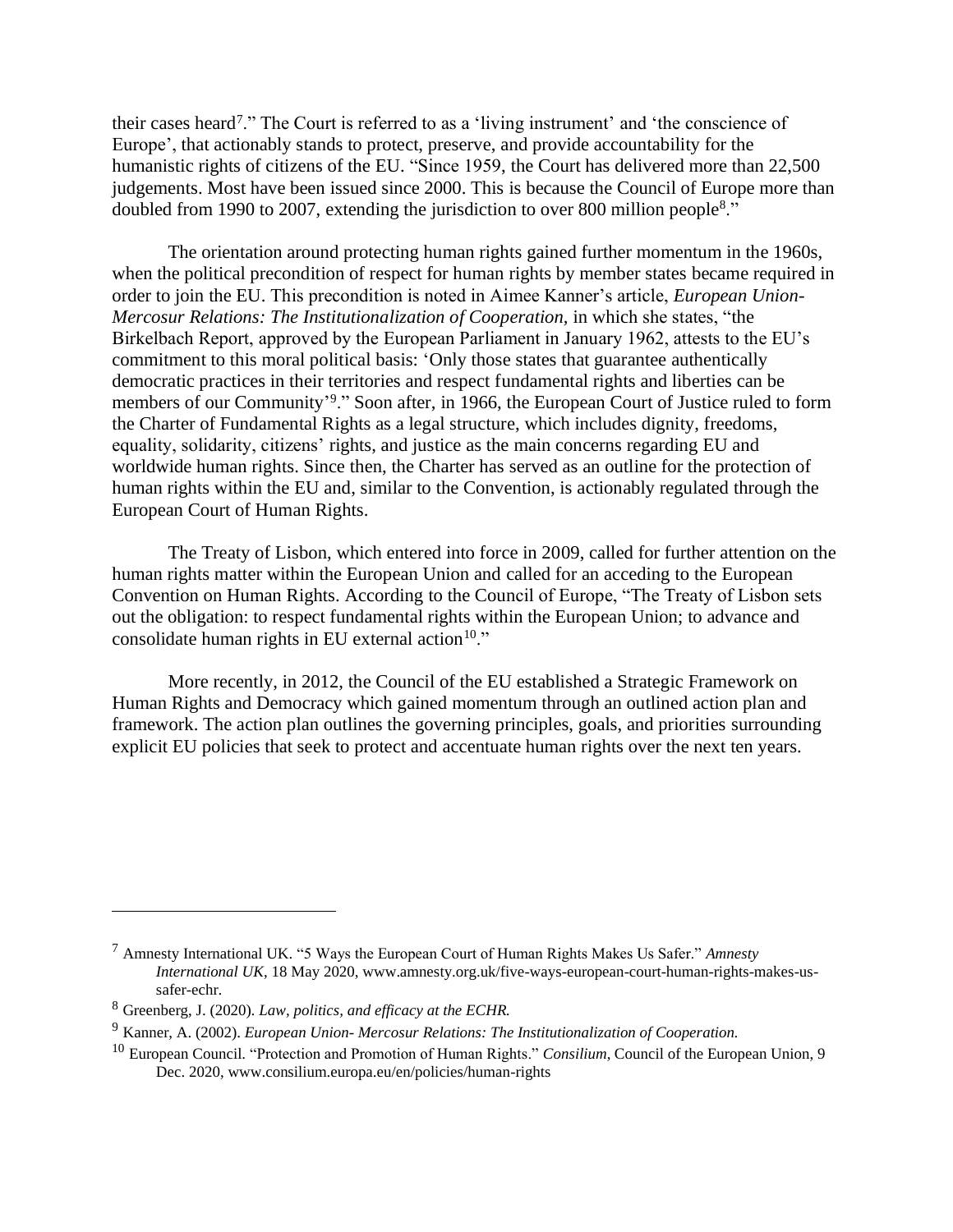their cases heard[7]." The Court is referred to as a 'living instrument' and 'the conscience of Europe', that actionably stands to protect, preserve, and provide accountability for the humanistic rights of citizens of the EU. "Since 1959, the Court has delivered more than 22,500 judgements. Most have been issued since 2000. This is because the Council of Europe more than doubled from 1990 to 2007, extending the jurisdiction to over 800 million people[8]."

The orientation around protecting human rights gained further momentum in the 1960s, when the political precondition of respect for human rights by member states became required in order to join the EU. This precondition is noted in Aimee Kanner's article, *European Union-Mercosur Relations: The Institutionalization of Cooperation,* in which she states, "the Birkelbach Report, approved by the European Parliament in January 1962, attests to the EU's commitment to this moral political basis: 'Only those states that guarantee authentically democratic practices in their territories and respect fundamental rights and liberties can be members of our Community'[9]." Soon after, in 1966, the European Court of Justice ruled to form the Charter of Fundamental Rights as a legal structure, which includes dignity, freedoms, equality, solidarity, citizens' rights, and justice as the main concerns regarding EU and worldwide human rights. Since then, the Charter has served as an outline for the protection of human rights within the EU and, similar to the Convention, is actionably regulated through the European Court of Human Rights.

The Treaty of Lisbon, which entered into force in 2009, called for further attention on the human rights matter within the European Union and called for an acceding to the European Convention on Human Rights. According to the Council of Europe, "The Treaty of Lisbon sets out the obligation: to respect fundamental rights within the European Union; to advance and consolidate human rights in EU external action[10]."

More recently, in 2012, the Council of the EU established a Strategic Framework on Human Rights and Democracy which gained momentum through an outlined action plan and framework. The action plan outlines the governing principles, goals, and priorities surrounding explicit EU policies that seek to protect and accentuate human rights over the next ten years.

---

[7] Amnesty International UK. "5 Ways the European Court of Human Rights Makes Us Safer." *Amnesty International UK*, 18 May 2020, www.amnesty.org.uk/five-ways-european-court-human-rights-makes-us-safer-echr.

[8] Greenberg, J. (2020). *Law, politics, and efficacy at the ECHR.*

[9] Kanner, A. (2002). *European Union- Mercosur Relations: The Institutionalization of Cooperation.*

[10] European Council. "Protection and Promotion of Human Rights." *Consilium*, Council of the European Union, 9 Dec. 2020, www.consilium.europa.eu/en/policies/human-rights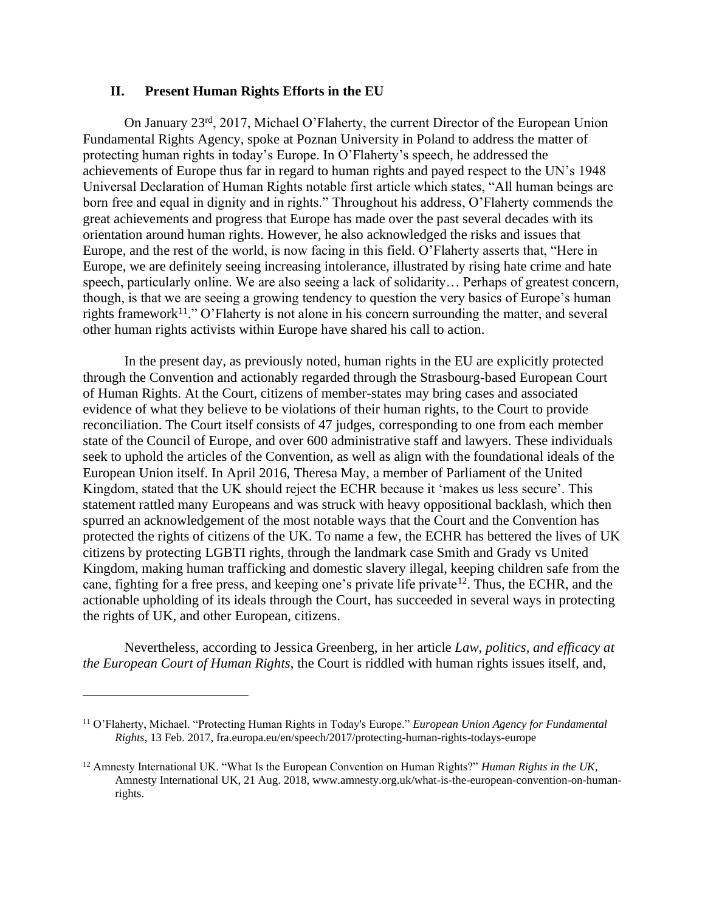## II. Present Human Rights Efforts in the EU

On January 23rd, 2017, Michael O'Flaherty, the current Director of the European Union Fundamental Rights Agency, spoke at Poznan University in Poland to address the matter of protecting human rights in today's Europe. In O'Flaherty's speech, he addressed the achievements of Europe thus far in regard to human rights and payed respect to the UN's 1948 Universal Declaration of Human Rights notable first article which states, "All human beings are born free and equal in dignity and in rights." Throughout his address, O'Flaherty commends the great achievements and progress that Europe has made over the past several decades with its orientation around human rights. However, he also acknowledged the risks and issues that Europe, and the rest of the world, is now facing in this field. O'Flaherty asserts that, "Here in Europe, we are definitely seeing increasing intolerance, illustrated by rising hate crime and hate speech, particularly online. We are also seeing a lack of solidarity… Perhaps of greatest concern, though, is that we are seeing a growing tendency to question the very basics of Europe's human rights framework[11]." O'Flaherty is not alone in his concern surrounding the matter, and several other human rights activists within Europe have shared his call to action.

In the present day, as previously noted, human rights in the EU are explicitly protected through the Convention and actionably regarded through the Strasbourg-based European Court of Human Rights. At the Court, citizens of member-states may bring cases and associated evidence of what they believe to be violations of their human rights, to the Court to provide reconciliation. The Court itself consists of 47 judges, corresponding to one from each member state of the Council of Europe, and over 600 administrative staff and lawyers. These individuals seek to uphold the articles of the Convention, as well as align with the foundational ideals of the European Union itself. In April 2016, Theresa May, a member of Parliament of the United Kingdom, stated that the UK should reject the ECHR because it 'makes us less secure'. This statement rattled many Europeans and was struck with heavy oppositional backlash, which then spurred an acknowledgement of the most notable ways that the Court and the Convention has protected the rights of citizens of the UK. To name a few, the ECHR has bettered the lives of UK citizens by protecting LGBTI rights, through the landmark case Smith and Grady vs United Kingdom, making human trafficking and domestic slavery illegal, keeping children safe from the cane, fighting for a free press, and keeping one's private life private[12]. Thus, the ECHR, and the actionable upholding of its ideals through the Court, has succeeded in several ways in protecting the rights of UK, and other European, citizens.

Nevertheless, according to Jessica Greenberg, in her article *Law, politics, and efficacy at the European Court of Human Rights*, the Court is riddled with human rights issues itself, and,

---

[11] O'Flaherty, Michael. "Protecting Human Rights in Today's Europe." *European Union Agency for Fundamental Rights*, 13 Feb. 2017, fra.europa.eu/en/speech/2017/protecting-human-rights-todays-europe

[12] Amnesty International UK. "What Is the European Convention on Human Rights?" *Human Rights in the UK*, Amnesty International UK, 21 Aug. 2018, www.amnesty.org.uk/what-is-the-european-convention-on-human-rights.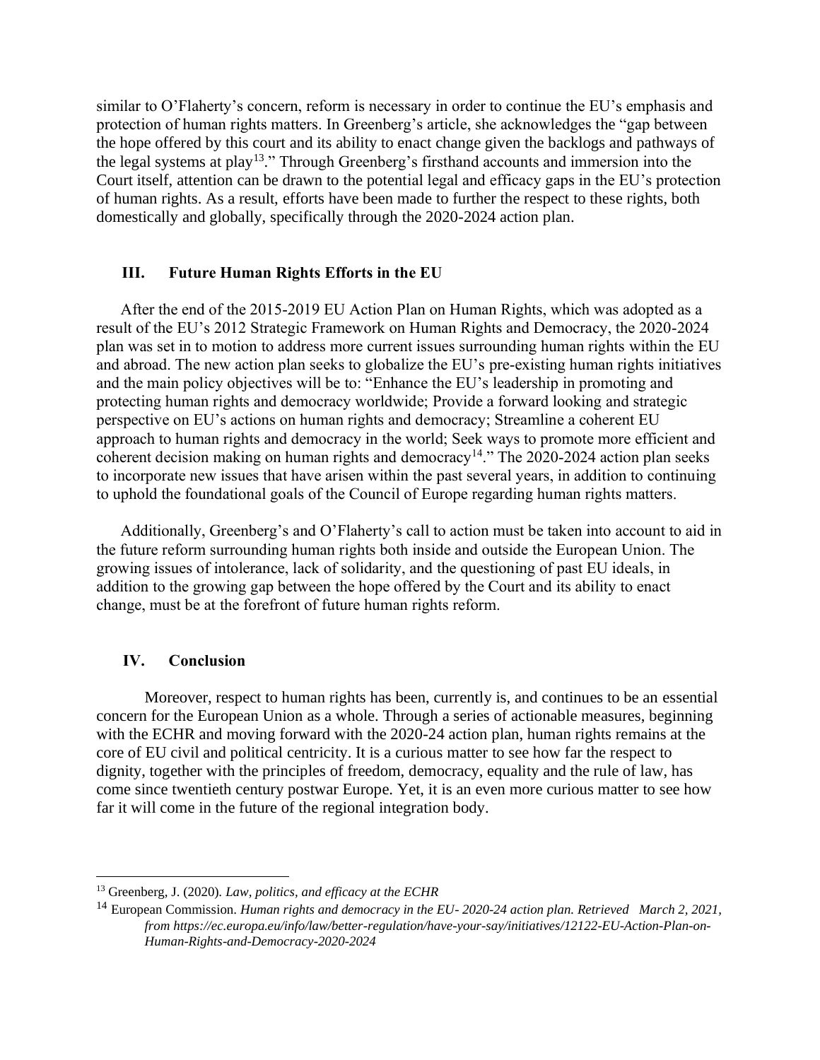similar to O'Flaherty's concern, reform is necessary in order to continue the EU's emphasis and protection of human rights matters. In Greenberg's article, she acknowledges the "gap between the hope offered by this court and its ability to enact change given the backlogs and pathways of the legal systems at play[13]." Through Greenberg's firsthand accounts and immersion into the Court itself, attention can be drawn to the potential legal and efficacy gaps in the EU's protection of human rights. As a result, efforts have been made to further the respect to these rights, both domestically and globally, specifically through the 2020-2024 action plan.

## III. Future Human Rights Efforts in the EU

After the end of the 2015-2019 EU Action Plan on Human Rights, which was adopted as a result of the EU's 2012 Strategic Framework on Human Rights and Democracy, the 2020-2024 plan was set in to motion to address more current issues surrounding human rights within the EU and abroad. The new action plan seeks to globalize the EU's pre-existing human rights initiatives and the main policy objectives will be to: "Enhance the EU's leadership in promoting and protecting human rights and democracy worldwide; Provide a forward looking and strategic perspective on EU's actions on human rights and democracy; Streamline a coherent EU approach to human rights and democracy in the world; Seek ways to promote more efficient and coherent decision making on human rights and democracy[14]." The 2020-2024 action plan seeks to incorporate new issues that have arisen within the past several years, in addition to continuing to uphold the foundational goals of the Council of Europe regarding human rights matters.

Additionally, Greenberg's and O'Flaherty's call to action must be taken into account to aid in the future reform surrounding human rights both inside and outside the European Union. The growing issues of intolerance, lack of solidarity, and the questioning of past EU ideals, in addition to the growing gap between the hope offered by the Court and its ability to enact change, must be at the forefront of future human rights reform.

## IV. Conclusion

Moreover, respect to human rights has been, currently is, and continues to be an essential concern for the European Union as a whole. Through a series of actionable measures, beginning with the ECHR and moving forward with the 2020-24 action plan, human rights remains at the core of EU civil and political centricity. It is a curious matter to see how far the respect to dignity, together with the principles of freedom, democracy, equality and the rule of law, has come since twentieth century postwar Europe. Yet, it is an even more curious matter to see how far it will come in the future of the regional integration body.

---

[13] Greenberg, J. (2020). *Law, politics, and efficacy at the ECHR*

[14] European Commission. *Human rights and democracy in the EU- 2020-24 action plan. Retrieved March 2, 2021, from https://ec.europa.eu/info/law/better-regulation/have-your-say/initiatives/12122-EU-Action-Plan-on-Human-Rights-and-Democracy-2020-2024*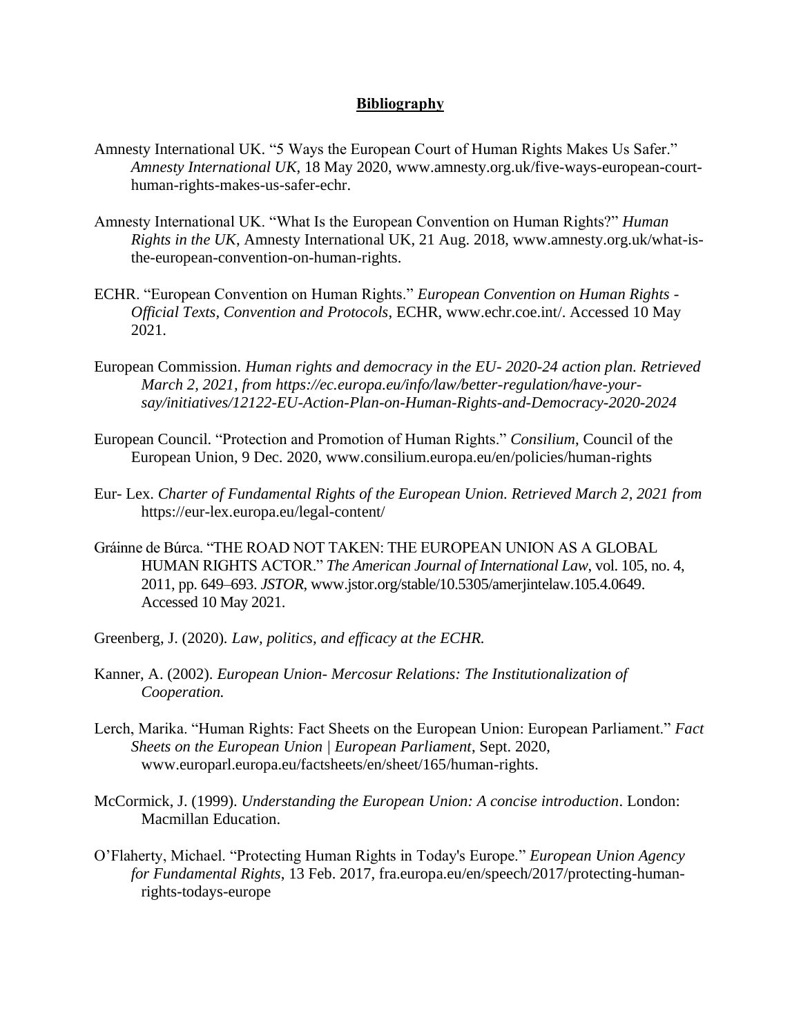## **Bibliography**

Amnesty International UK. "5 Ways the European Court of Human Rights Makes Us Safer." *Amnesty International UK*, 18 May 2020, www.amnesty.org.uk/five-ways-european-court-human-rights-makes-us-safer-echr.

Amnesty International UK. "What Is the European Convention on Human Rights?" *Human Rights in the UK*, Amnesty International UK, 21 Aug. 2018, www.amnesty.org.uk/what-is-the-european-convention-on-human-rights.

ECHR. "European Convention on Human Rights." *European Convention on Human Rights - Official Texts, Convention and Protocols*, ECHR, www.echr.coe.int/. Accessed 10 May 2021.

European Commission. *Human rights and democracy in the EU- 2020-24 action plan. Retrieved March 2, 2021, from https://ec.europa.eu/info/law/better-regulation/have-your-say/initiatives/12122-EU-Action-Plan-on-Human-Rights-and-Democracy-2020-2024*

European Council. "Protection and Promotion of Human Rights." *Consilium*, Council of the European Union, 9 Dec. 2020, www.consilium.europa.eu/en/policies/human-rights

Eur- Lex. *Charter of Fundamental Rights of the European Union. Retrieved March 2, 2021 from* https://eur-lex.europa.eu/legal-content/

Gráinne de Búrca. "THE ROAD NOT TAKEN: THE EUROPEAN UNION AS A GLOBAL HUMAN RIGHTS ACTOR." *The American Journal of International Law*, vol. 105, no. 4, 2011, pp. 649–693. *JSTOR*, www.jstor.org/stable/10.5305/amerjintelaw.105.4.0649. Accessed 10 May 2021.

Greenberg, J. (2020). *Law, politics, and efficacy at the ECHR.*

Kanner, A. (2002). *European Union- Mercosur Relations: The Institutionalization of Cooperation.*

Lerch, Marika. "Human Rights: Fact Sheets on the European Union: European Parliament." *Fact Sheets on the European Union | European Parliament*, Sept. 2020, www.europarl.europa.eu/factsheets/en/sheet/165/human-rights.

McCormick, J. (1999). *Understanding the European Union: A concise introduction*. London: Macmillan Education.

O'Flaherty, Michael. "Protecting Human Rights in Today's Europe." *European Union Agency for Fundamental Rights*, 13 Feb. 2017, fra.europa.eu/en/speech/2017/protecting-human-rights-todays-europe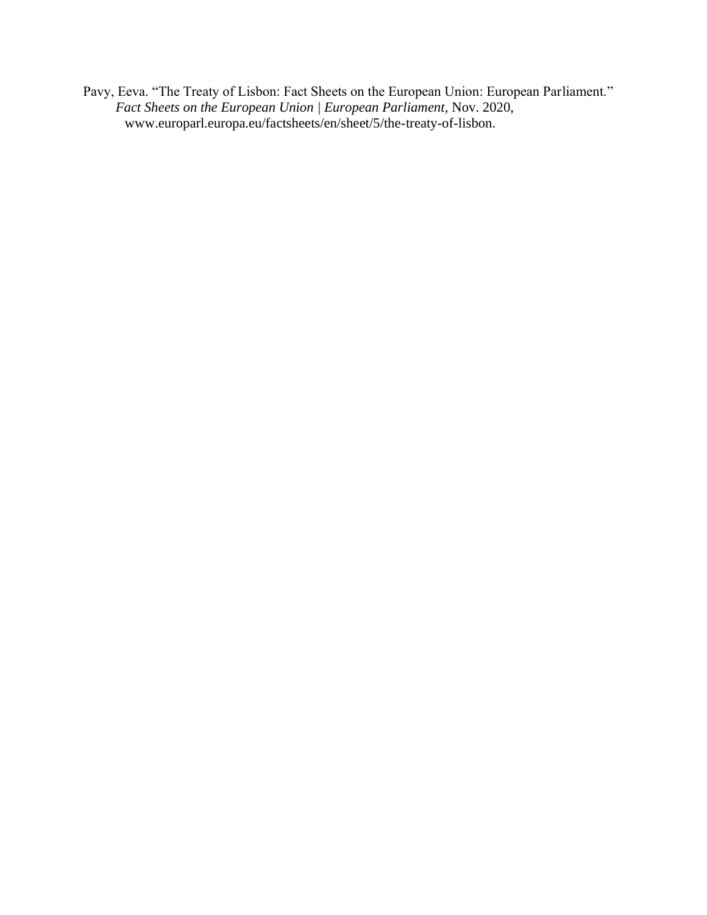Pavy, Eeva. "The Treaty of Lisbon: Fact Sheets on the European Union: European Parliament." *Fact Sheets on the European Union | European Parliament*, Nov. 2020, www.europarl.europa.eu/factsheets/en/sheet/5/the-treaty-of-lisbon.